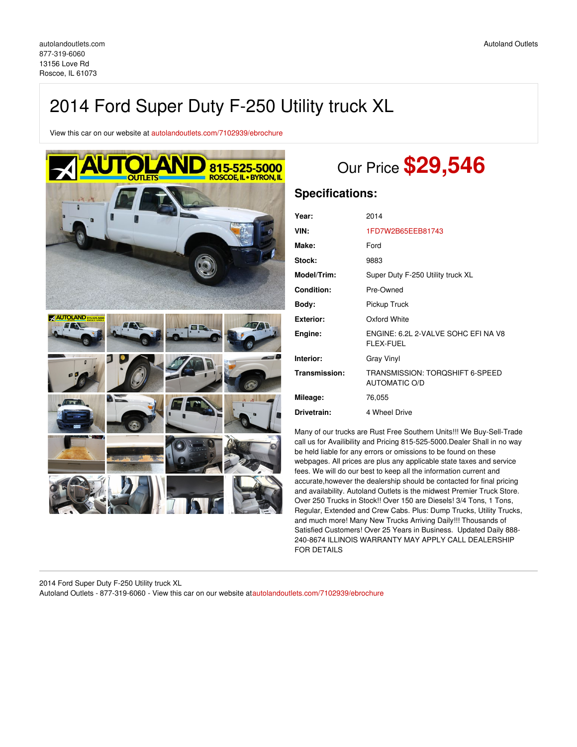autolandoutlets.com
877-319-6060
13156 Love Rd
Roscoe, IL 61073

Autoland Outlets

# 2014 Ford Super Duty F-250 Utility truck XL

View this car on our website at autolandoutlets.com/7102939/ebrochure

## Our Price $29,546

### Specifications:

| | |
|---|---|
| **Year:** | 2014 |
| **VIN:** | 1FD7W2B65EEB81743 |
| **Make:** | Ford |
| **Stock:** | 9883 |
| **Model/Trim:** | Super Duty F-250 Utility truck XL |
| **Condition:** | Pre-Owned |
| **Body:** | Pickup Truck |
| **Exterior:** | Oxford White |
| **Engine:** | ENGINE: 6.2L 2-VALVE SOHC EFI NA V8 FLEX-FUEL |
| **Interior:** | Gray Vinyl |
| **Transmission:** | TRANSMISSION: TORQSHIFT 6-SPEED AUTOMATIC O/D |
| **Mileage:** | 76,055 |
| **Drivetrain:** | 4 Wheel Drive |

Many of our trucks are Rust Free Southern Units!!! We Buy-Sell-Trade call us for Availibility and Pricing 815-525-5000.Dealer Shall in no way be held liable for any errors or omissions to be found on these webpages. All prices are plus any applicable state taxes and service fees. We will do our best to keep all the information current and accurate,however the dealership should be contacted for final pricing and availability. Autoland Outlets is the midwest Premier Truck Store. Over 250 Trucks in Stock!! Over 150 are Diesels! 3/4 Tons, 1 Tons, Regular, Extended and Crew Cabs. Plus: Dump Trucks, Utility Trucks, and much more! Many New Trucks Arriving Daily!!! Thousands of Satisfied Customers! Over 25 Years in Business. Updated Daily 888-240-8674 ILLINOIS WARRANTY MAY APPLY CALL DEALERSHIP FOR DETAILS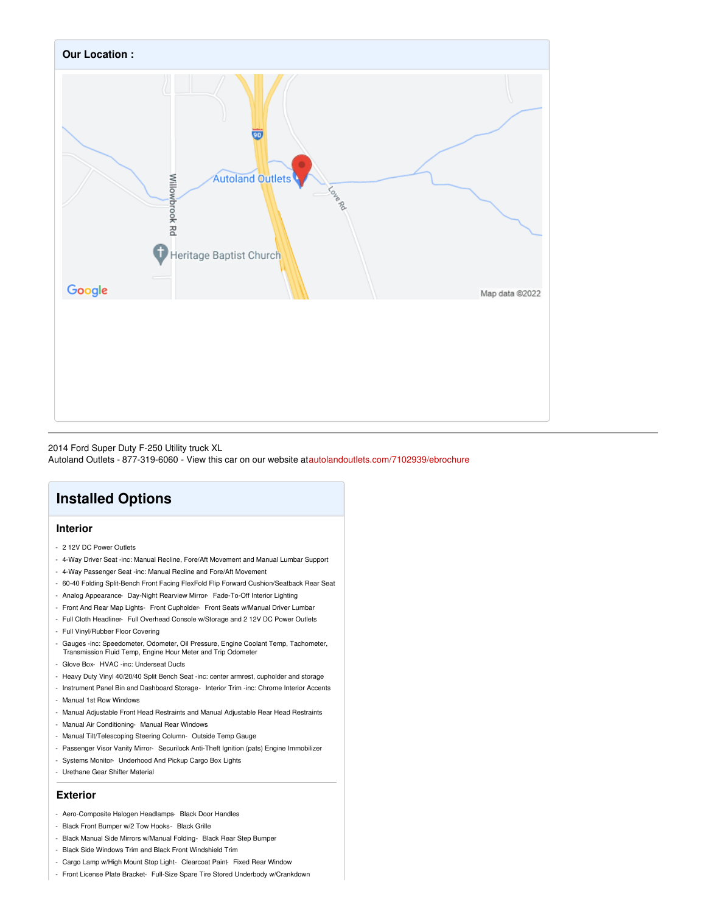**Our Location :**

2014 Ford Super Duty F-250 Utility truck XL
Autoland Outlets - 877-319-6060 - View this car on our website atautolandoutlets.com/7102939/ebrochure

## Installed Options

### Interior

- 2 12V DC Power Outlets
- 4-Way Driver Seat -inc: Manual Recline, Fore/Aft Movement and Manual Lumbar Support
- 4-Way Passenger Seat -inc: Manual Recline and Fore/Aft Movement
- 60-40 Folding Split-Bench Front Facing FlexFold Flip Forward Cushion/Seatback Rear Seat
- Analog Appearance- Day-Night Rearview Mirror- Fade-To-Off Interior Lighting
- Front And Rear Map Lights- Front Cupholder- Front Seats w/Manual Driver Lumbar
- Full Cloth Headliner- Full Overhead Console w/Storage and 2 12V DC Power Outlets
- Full Vinyl/Rubber Floor Covering
- Gauges -inc: Speedometer, Odometer, Oil Pressure, Engine Coolant Temp, Tachometer, Transmission Fluid Temp, Engine Hour Meter and Trip Odometer
- Glove Box- HVAC -inc: Underseat Ducts
- Heavy Duty Vinyl 40/20/40 Split Bench Seat -inc: center armrest, cupholder and storage
- Instrument Panel Bin and Dashboard Storage- Interior Trim -inc: Chrome Interior Accents
- Manual 1st Row Windows
- Manual Adjustable Front Head Restraints and Manual Adjustable Rear Head Restraints
- Manual Air Conditioning- Manual Rear Windows
- Manual Tilt/Telescoping Steering Column- Outside Temp Gauge
- Passenger Visor Vanity Mirror- Securilock Anti-Theft Ignition (pats) Engine Immobilizer
- Systems Monitor- Underhood And Pickup Cargo Box Lights
- Urethane Gear Shifter Material

### Exterior

- Aero-Composite Halogen Headlamps- Black Door Handles
- Black Front Bumper w/2 Tow Hooks- Black Grille
- Black Manual Side Mirrors w/Manual Folding- Black Rear Step Bumper
- Black Side Windows Trim and Black Front Windshield Trim
- Cargo Lamp w/High Mount Stop Light- Clearcoat Paint- Fixed Rear Window
- Front License Plate Bracket- Full-Size Spare Tire Stored Underbody w/Crankdown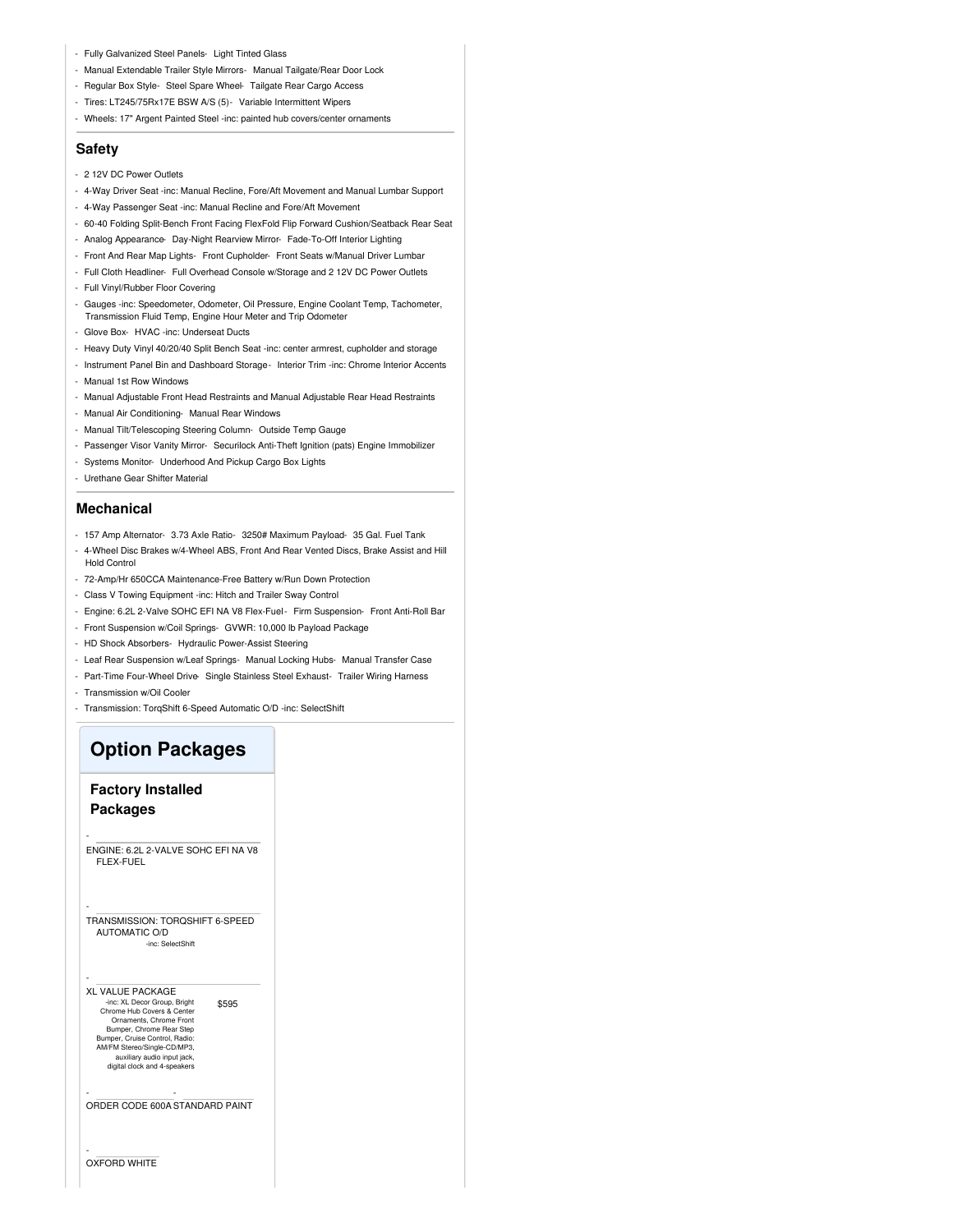- Fully Galvanized Steel Panels- Light Tinted Glass
- Manual Extendable Trailer Style Mirrors- Manual Tailgate/Rear Door Lock
- Regular Box Style- Steel Spare Wheel- Tailgate Rear Cargo Access
- Tires: LT245/75Rx17E BSW A/S (5)- Variable Intermittent Wipers
- Wheels: 17" Argent Painted Steel -inc: painted hub covers/center ornaments

## Safety

- 2 12V DC Power Outlets
- 4-Way Driver Seat -inc: Manual Recline, Fore/Aft Movement and Manual Lumbar Support
- 4-Way Passenger Seat -inc: Manual Recline and Fore/Aft Movement
- 60-40 Folding Split-Bench Front Facing FlexFold Flip Forward Cushion/Seatback Rear Seat
- Analog Appearance- Day-Night Rearview Mirror- Fade-To-Off Interior Lighting
- Front And Rear Map Lights- Front Cupholder- Front Seats w/Manual Driver Lumbar
- Full Cloth Headliner- Full Overhead Console w/Storage and 2 12V DC Power Outlets
- Full Vinyl/Rubber Floor Covering
- Gauges -inc: Speedometer, Odometer, Oil Pressure, Engine Coolant Temp, Tachometer, Transmission Fluid Temp, Engine Hour Meter and Trip Odometer
- Glove Box- HVAC -inc: Underseat Ducts
- Heavy Duty Vinyl 40/20/40 Split Bench Seat -inc: center armrest, cupholder and storage
- Instrument Panel Bin and Dashboard Storage- Interior Trim -inc: Chrome Interior Accents
- Manual 1st Row Windows
- Manual Adjustable Front Head Restraints and Manual Adjustable Rear Head Restraints
- Manual Air Conditioning- Manual Rear Windows
- Manual Tilt/Telescoping Steering Column- Outside Temp Gauge
- Passenger Visor Vanity Mirror- Securilock Anti-Theft Ignition (pats) Engine Immobilizer
- Systems Monitor- Underhood And Pickup Cargo Box Lights
- Urethane Gear Shifter Material

## Mechanical

- 157 Amp Alternator- 3.73 Axle Ratio- 3250# Maximum Payload- 35 Gal. Fuel Tank
- 4-Wheel Disc Brakes w/4-Wheel ABS, Front And Rear Vented Discs, Brake Assist and Hill Hold Control
- 72-Amp/Hr 650CCA Maintenance-Free Battery w/Run Down Protection
- Class V Towing Equipment -inc: Hitch and Trailer Sway Control
- Engine: 6.2L 2-Valve SOHC EFI NA V8 Flex-Fuel- Firm Suspension- Front Anti-Roll Bar
- Front Suspension w/Coil Springs- GVWR: 10,000 lb Payload Package
- HD Shock Absorbers- Hydraulic Power-Assist Steering
- Leaf Rear Suspension w/Leaf Springs- Manual Locking Hubs- Manual Transfer Case
- Part-Time Four-Wheel Drive- Single Stainless Steel Exhaust- Trailer Wiring Harness
- Transmission w/Oil Cooler
- Transmission: TorqShift 6-Speed Automatic O/D -inc: SelectShift

# Option Packages

## Factory Installed Packages

- ENGINE: 6.2L 2-VALVE SOHC EFI NA V8 FLEX-FUEL

- TRANSMISSION: TORQSHIFT 6-SPEED AUTOMATIC O/D
  -inc: SelectShift

- XL VALUE PACKAGE — $595
  -inc: XL Decor Group, Bright Chrome Hub Covers & Center Ornaments, Chrome Front Bumper, Chrome Rear Step Bumper, Cruise Control, Radio: AM/FM Stereo/Single-CD/MP3, auxiliary audio input jack, digital clock and 4-speakers

- ORDER CODE 600A
- STANDARD PAINT

- OXFORD WHITE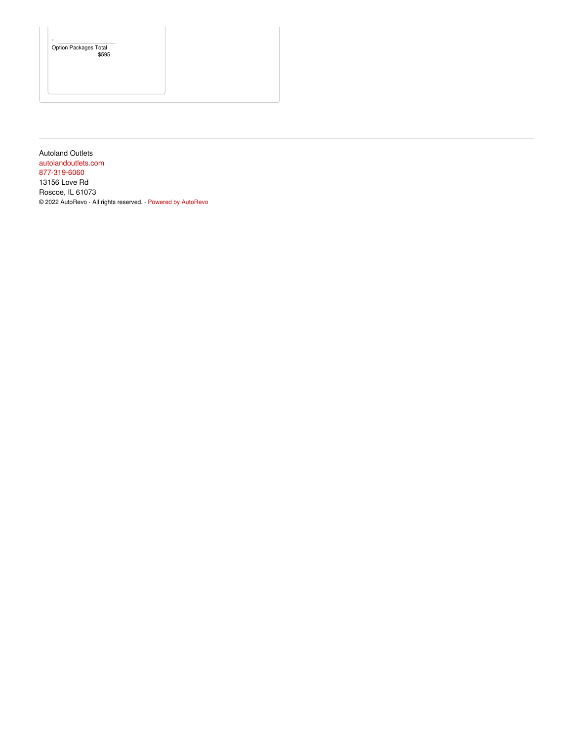-

Option Packages Total
$595

Autoland Outlets
autolandoutlets.com
877-319-6060
13156 Love Rd
Roscoe, IL 61073
© 2022 AutoRevo - All rights reserved. - Powered by AutoRevo